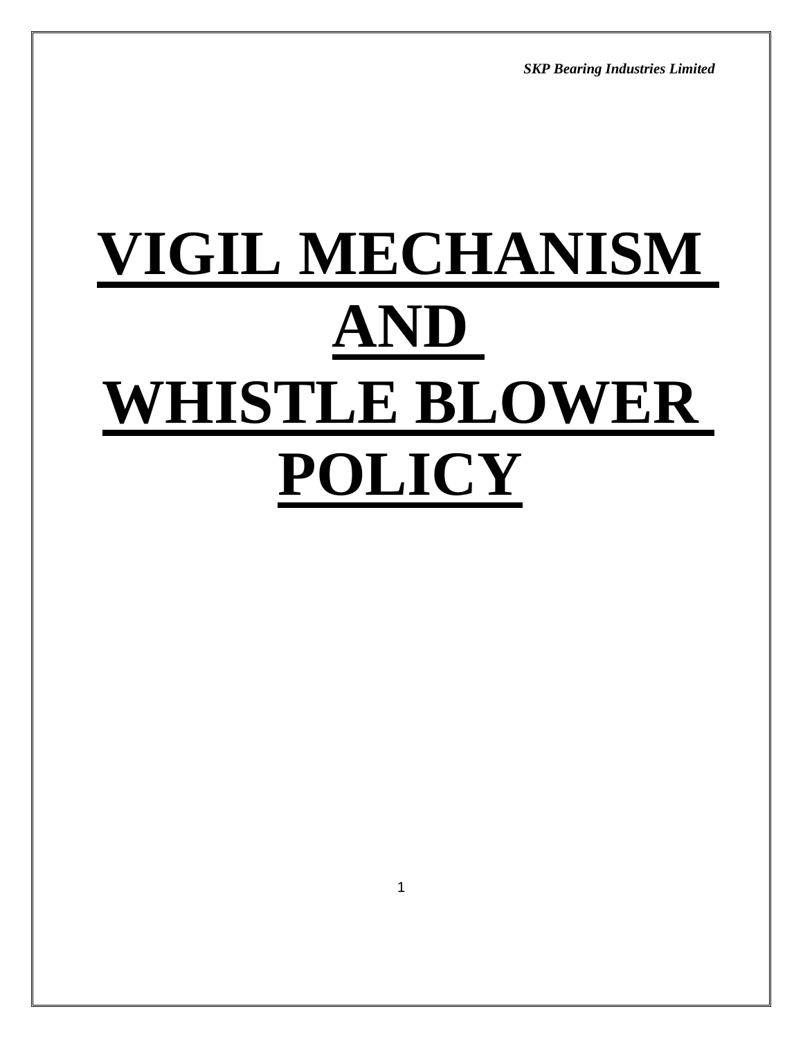*SKP Bearing Industries Limited*

# VIGIL MECHANISM AND WHISTLE BLOWER POLICY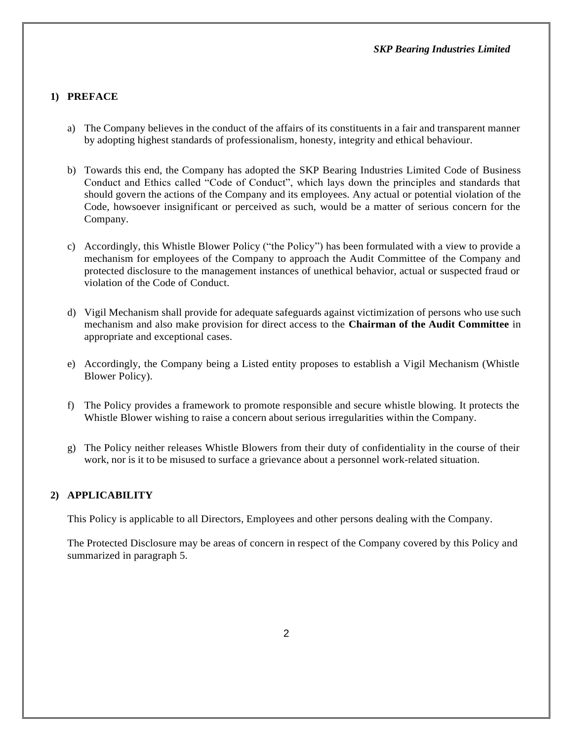## 1) PREFACE

a) The Company believes in the conduct of the affairs of its constituents in a fair and transparent manner by adopting highest standards of professionalism, honesty, integrity and ethical behaviour.

b) Towards this end, the Company has adopted the SKP Bearing Industries Limited Code of Business Conduct and Ethics called "Code of Conduct", which lays down the principles and standards that should govern the actions of the Company and its employees. Any actual or potential violation of the Code, howsoever insignificant or perceived as such, would be a matter of serious concern for the Company.

c) Accordingly, this Whistle Blower Policy ("the Policy") has been formulated with a view to provide a mechanism for employees of the Company to approach the Audit Committee of the Company and protected disclosure to the management instances of unethical behavior, actual or suspected fraud or violation of the Code of Conduct.

d) Vigil Mechanism shall provide for adequate safeguards against victimization of persons who use such mechanism and also make provision for direct access to the **Chairman of the Audit Committee** in appropriate and exceptional cases.

e) Accordingly, the Company being a Listed entity proposes to establish a Vigil Mechanism (Whistle Blower Policy).

f) The Policy provides a framework to promote responsible and secure whistle blowing. It protects the Whistle Blower wishing to raise a concern about serious irregularities within the Company.

g) The Policy neither releases Whistle Blowers from their duty of confidentiality in the course of their work, nor is it to be misused to surface a grievance about a personnel work-related situation.

## 2) APPLICABILITY

This Policy is applicable to all Directors, Employees and other persons dealing with the Company.

The Protected Disclosure may be areas of concern in respect of the Company covered by this Policy and summarized in paragraph 5.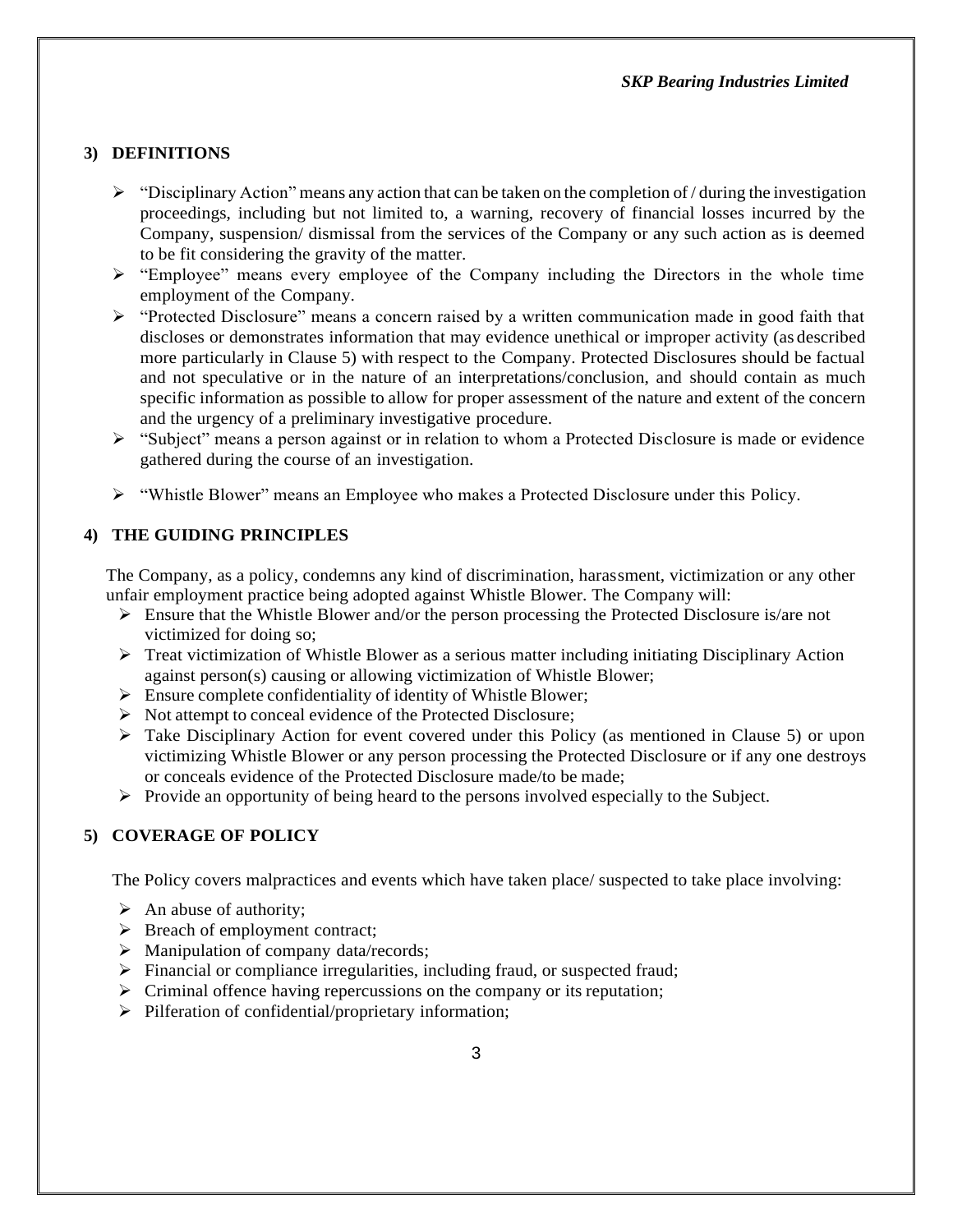## 3) DEFINITIONS

- "Disciplinary Action" means any action that can be taken on the completion of / during the investigation proceedings, including but not limited to, a warning, recovery of financial losses incurred by the Company, suspension/ dismissal from the services of the Company or any such action as is deemed to be fit considering the gravity of the matter.
- "Employee" means every employee of the Company including the Directors in the whole time employment of the Company.
- "Protected Disclosure" means a concern raised by a written communication made in good faith that discloses or demonstrates information that may evidence unethical or improper activity (as described more particularly in Clause 5) with respect to the Company. Protected Disclosures should be factual and not speculative or in the nature of an interpretations/conclusion, and should contain as much specific information as possible to allow for proper assessment of the nature and extent of the concern and the urgency of a preliminary investigative procedure.
- "Subject" means a person against or in relation to whom a Protected Disclosure is made or evidence gathered during the course of an investigation.
- "Whistle Blower" means an Employee who makes a Protected Disclosure under this Policy.

## 4) THE GUIDING PRINCIPLES

The Company, as a policy, condemns any kind of discrimination, harassment, victimization or any other unfair employment practice being adopted against Whistle Blower. The Company will:

- Ensure that the Whistle Blower and/or the person processing the Protected Disclosure is/are not victimized for doing so;
- Treat victimization of Whistle Blower as a serious matter including initiating Disciplinary Action against person(s) causing or allowing victimization of Whistle Blower;
- Ensure complete confidentiality of identity of Whistle Blower;
- Not attempt to conceal evidence of the Protected Disclosure;
- Take Disciplinary Action for event covered under this Policy (as mentioned in Clause 5) or upon victimizing Whistle Blower or any person processing the Protected Disclosure or if any one destroys or conceals evidence of the Protected Disclosure made/to be made;
- Provide an opportunity of being heard to the persons involved especially to the Subject.

## 5) COVERAGE OF POLICY

The Policy covers malpractices and events which have taken place/ suspected to take place involving:

- An abuse of authority;
- Breach of employment contract;
- Manipulation of company data/records;
- Financial or compliance irregularities, including fraud, or suspected fraud;
- Criminal offence having repercussions on the company or its reputation;
- Pilferation of confidential/proprietary information;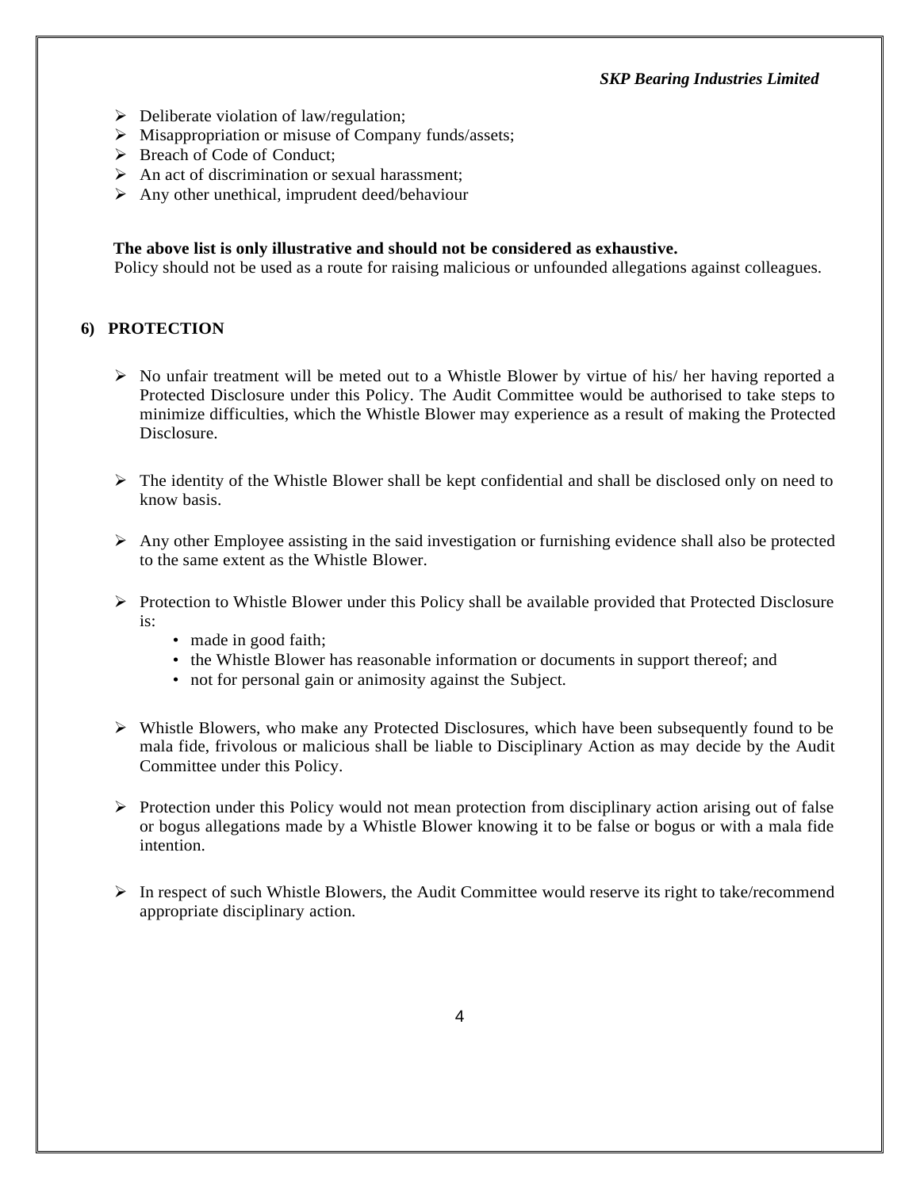- Deliberate violation of law/regulation;
- Misappropriation or misuse of Company funds/assets;
- Breach of Code of Conduct;
- An act of discrimination or sexual harassment;
- Any other unethical, imprudent deed/behaviour

**The above list is only illustrative and should not be considered as exhaustive.**
Policy should not be used as a route for raising malicious or unfounded allegations against colleagues.

## 6) PROTECTION

- No unfair treatment will be meted out to a Whistle Blower by virtue of his/ her having reported a Protected Disclosure under this Policy. The Audit Committee would be authorised to take steps to minimize difficulties, which the Whistle Blower may experience as a result of making the Protected Disclosure.

- The identity of the Whistle Blower shall be kept confidential and shall be disclosed only on need to know basis.

- Any other Employee assisting in the said investigation or furnishing evidence shall also be protected to the same extent as the Whistle Blower.

- Protection to Whistle Blower under this Policy shall be available provided that Protected Disclosure is:
  - made in good faith;
  - the Whistle Blower has reasonable information or documents in support thereof; and
  - not for personal gain or animosity against the Subject.

- Whistle Blowers, who make any Protected Disclosures, which have been subsequently found to be mala fide, frivolous or malicious shall be liable to Disciplinary Action as may decide by the Audit Committee under this Policy.

- Protection under this Policy would not mean protection from disciplinary action arising out of false or bogus allegations made by a Whistle Blower knowing it to be false or bogus or with a mala fide intention.

- In respect of such Whistle Blowers, the Audit Committee would reserve its right to take/recommend appropriate disciplinary action.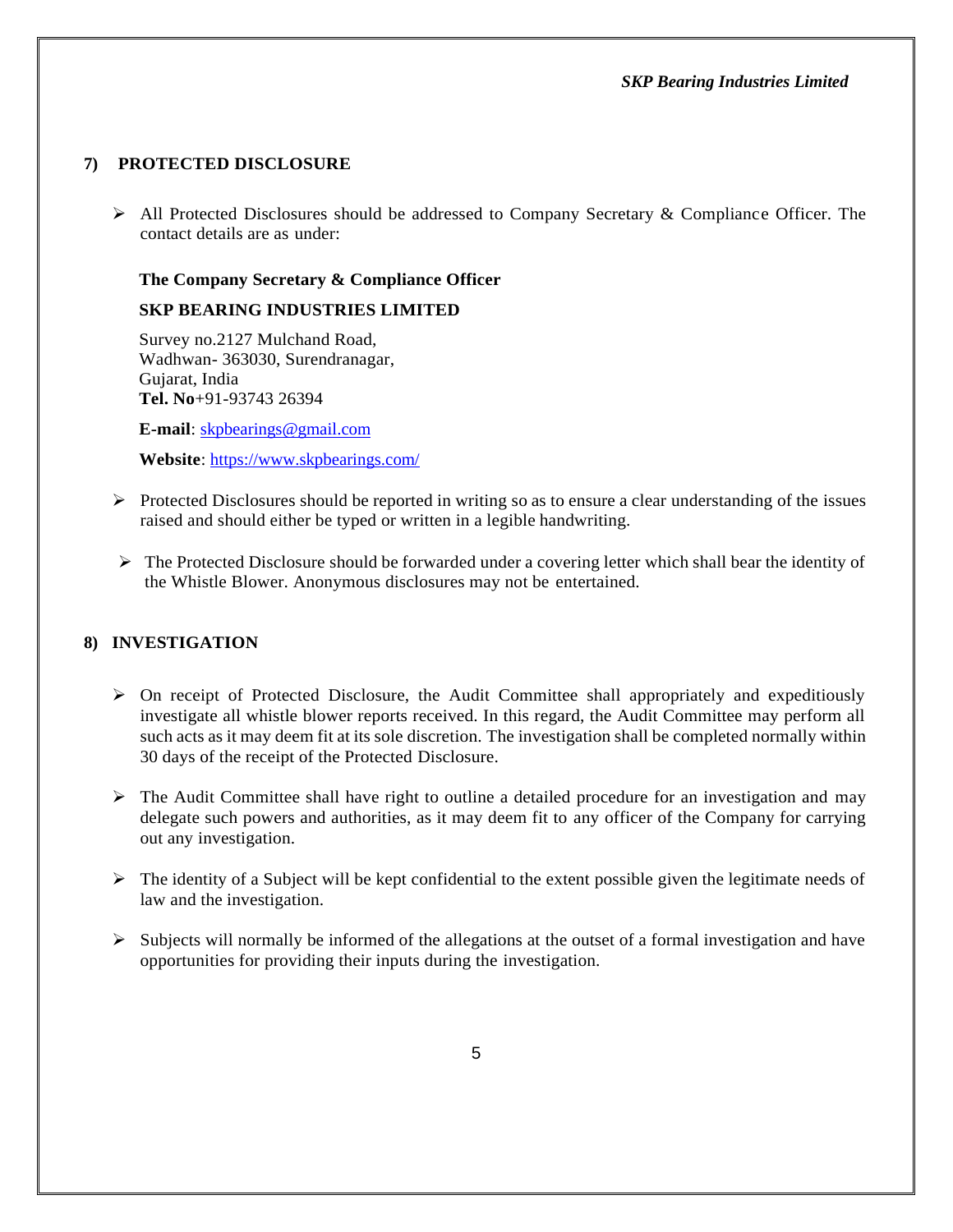## 7) PROTECTED DISCLOSURE

- All Protected Disclosures should be addressed to Company Secretary & Compliance Officer. The contact details are as under:

  **The Company Secretary & Compliance Officer**

  **SKP BEARING INDUSTRIES LIMITED**

  Survey no.2127 Mulchand Road,
  Wadhwan- 363030, Surendranagar,
  Gujarat, India
  **Tel. No**+91-93743 26394

  **E-mail**: skpbearings@gmail.com

  **Website**: https://www.skpbearings.com/

- Protected Disclosures should be reported in writing so as to ensure a clear understanding of the issues raised and should either be typed or written in a legible handwriting.
- The Protected Disclosure should be forwarded under a covering letter which shall bear the identity of the Whistle Blower. Anonymous disclosures may not be entertained.

## 8) INVESTIGATION

- On receipt of Protected Disclosure, the Audit Committee shall appropriately and expeditiously investigate all whistle blower reports received. In this regard, the Audit Committee may perform all such acts as it may deem fit at its sole discretion. The investigation shall be completed normally within 30 days of the receipt of the Protected Disclosure.
- The Audit Committee shall have right to outline a detailed procedure for an investigation and may delegate such powers and authorities, as it may deem fit to any officer of the Company for carrying out any investigation.
- The identity of a Subject will be kept confidential to the extent possible given the legitimate needs of law and the investigation.
- Subjects will normally be informed of the allegations at the outset of a formal investigation and have opportunities for providing their inputs during the investigation.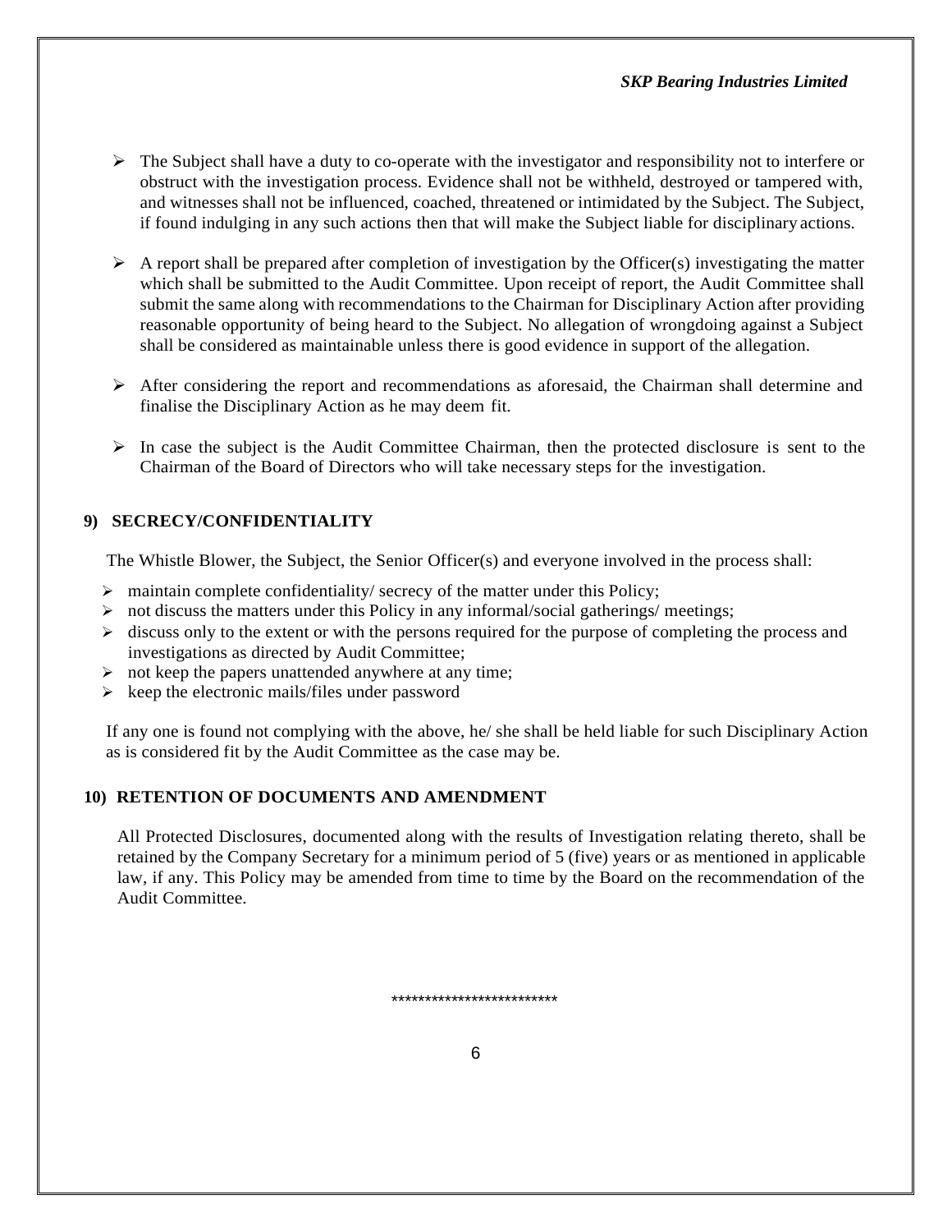- The Subject shall have a duty to co-operate with the investigator and responsibility not to interfere or obstruct with the investigation process. Evidence shall not be withheld, destroyed or tampered with, and witnesses shall not be influenced, coached, threatened or intimidated by the Subject. The Subject, if found indulging in any such actions then that will make the Subject liable for disciplinary actions.

- A report shall be prepared after completion of investigation by the Officer(s) investigating the matter which shall be submitted to the Audit Committee. Upon receipt of report, the Audit Committee shall submit the same along with recommendations to the Chairman for Disciplinary Action after providing reasonable opportunity of being heard to the Subject. No allegation of wrongdoing against a Subject shall be considered as maintainable unless there is good evidence in support of the allegation.

- After considering the report and recommendations as aforesaid, the Chairman shall determine and finalise the Disciplinary Action as he may deem fit.

- In case the subject is the Audit Committee Chairman, then the protected disclosure is sent to the Chairman of the Board of Directors who will take necessary steps for the investigation.

## 9) SECRECY/CONFIDENTIALITY

The Whistle Blower, the Subject, the Senior Officer(s) and everyone involved in the process shall:

- maintain complete confidentiality/ secrecy of the matter under this Policy;
- not discuss the matters under this Policy in any informal/social gatherings/ meetings;
- discuss only to the extent or with the persons required for the purpose of completing the process and investigations as directed by Audit Committee;
- not keep the papers unattended anywhere at any time;
- keep the electronic mails/files under password

If any one is found not complying with the above, he/ she shall be held liable for such Disciplinary Action as is considered fit by the Audit Committee as the case may be.

## 10) RETENTION OF DOCUMENTS AND AMENDMENT

All Protected Disclosures, documented along with the results of Investigation relating thereto, shall be retained by the Company Secretary for a minimum period of 5 (five) years or as mentioned in applicable law, if any. This Policy may be amended from time to time by the Board on the recommendation of the Audit Committee.

************************